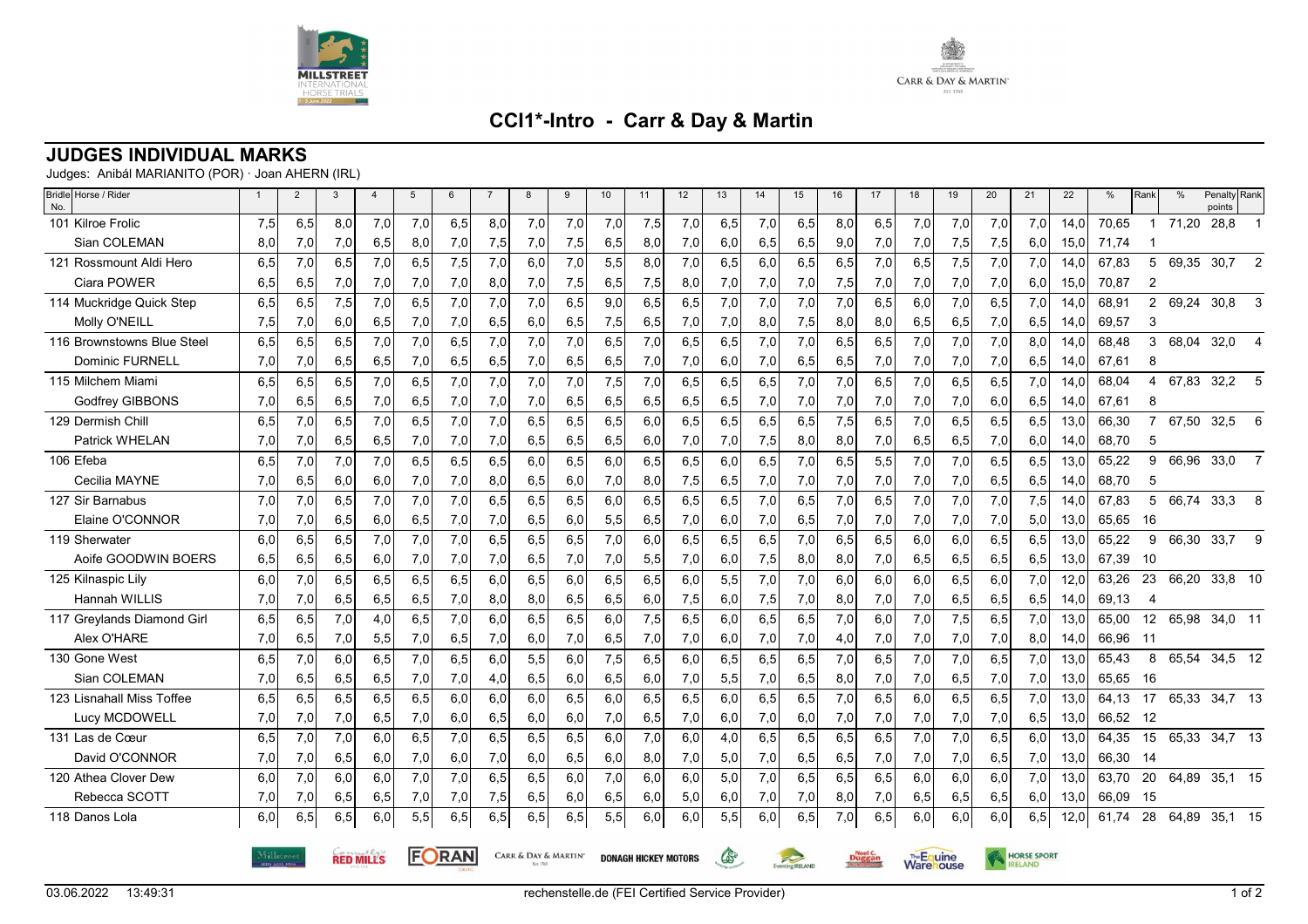# CCI1*-Intro - Carr & Day & Martin

## JUDGES INDIVIDUAL MARKS

Judges: Anibál MARIANITO (POR) · Joan AHERN (IRL)

| Bridle No. | Horse / Rider | 1 | 2 | 3 | 4 | 5 | 6 | 7 | 8 | 9 | 10 | 11 | 12 | 13 | 14 | 15 | 16 | 17 | 18 | 19 | 20 | 21 | 22 | % | Rank | % | Penalty points | Rank |
|---|---|---|---|---|---|---|---|---|---|---|---|---|---|---|---|---|---|---|---|---|---|---|---|---|---|---|---|---|
| 101 | Kilroe Frolic | 7,5 | 6,5 | 8,0 | 7,0 | 7,0 | 6,5 | 8,0 | 7,0 | 7,0 | 7,0 | 7,5 | 7,0 | 6,5 | 7,0 | 6,5 | 8,0 | 6,5 | 7,0 | 7,0 | 7,0 | 7,0 | 14,0 | 70,65 | 1 | 71,20 | 28,8 | 1 |
| | Sian COLEMAN | 8,0 | 7,0 | 7,0 | 6,5 | 8,0 | 7,0 | 7,5 | 7,0 | 7,5 | 6,5 | 8,0 | 7,0 | 6,0 | 6,5 | 6,5 | 9,0 | 7,0 | 7,0 | 7,5 | 7,5 | 6,0 | 15,0 | 71,74 | 1 | | | |
| 121 | Rossmount Aldi Hero | 6,5 | 7,0 | 6,5 | 7,0 | 6,5 | 7,5 | 7,0 | 6,0 | 7,0 | 5,5 | 8,0 | 7,0 | 6,5 | 6,0 | 6,5 | 6,5 | 7,0 | 6,5 | 7,5 | 7,0 | 7,0 | 14,0 | 67,83 | 5 | 69,35 | 30,7 | 2 |
| | Ciara POWER | 6,5 | 6,5 | 7,0 | 7,0 | 7,0 | 7,0 | 8,0 | 7,0 | 7,5 | 6,5 | 7,5 | 8,0 | 7,0 | 7,0 | 7,0 | 7,5 | 7,0 | 7,0 | 7,0 | 7,0 | 6,0 | 15,0 | 70,87 | 2 | | | |
| 114 | Muckridge Quick Step | 6,5 | 6,5 | 7,5 | 7,0 | 6,5 | 7,0 | 7,0 | 7,0 | 6,5 | 9,0 | 6,5 | 6,5 | 7,0 | 7,0 | 7,0 | 7,0 | 6,5 | 6,0 | 7,0 | 6,5 | 7,0 | 14,0 | 68,91 | 2 | 69,24 | 30,8 | 3 |
| | Molly O'NEILL | 7,5 | 7,0 | 6,0 | 6,5 | 7,0 | 7,0 | 6,5 | 6,0 | 6,5 | 7,5 | 6,5 | 7,0 | 7,0 | 8,0 | 7,5 | 8,0 | 8,0 | 6,5 | 6,5 | 7,0 | 6,5 | 14,0 | 69,57 | 3 | | | |
| 116 | Brownstowns Blue Steel | 6,5 | 6,5 | 6,5 | 7,0 | 7,0 | 6,5 | 7,0 | 7,0 | 7,0 | 6,5 | 7,0 | 6,5 | 6,5 | 7,0 | 7,0 | 6,5 | 6,5 | 7,0 | 7,0 | 7,0 | 8,0 | 14,0 | 68,48 | 3 | 68,04 | 32,0 | 4 |
| | Dominic FURNELL | 7,0 | 7,0 | 6,5 | 6,5 | 7,0 | 6,5 | 6,5 | 7,0 | 6,5 | 6,5 | 7,0 | 7,0 | 6,0 | 7,0 | 6,5 | 6,5 | 7,0 | 7,0 | 7,0 | 7,0 | 6,5 | 14,0 | 67,61 | 8 | | | |
| 115 | Milchem Miami | 6,5 | 6,5 | 6,5 | 7,0 | 6,5 | 7,0 | 7,0 | 7,0 | 7,0 | 7,5 | 7,0 | 6,5 | 6,5 | 6,5 | 7,0 | 7,0 | 6,5 | 7,0 | 6,5 | 6,5 | 7,0 | 14,0 | 68,04 | 4 | 67,83 | 32,2 | 5 |
| | Godfrey GIBBONS | 7,0 | 6,5 | 6,5 | 7,0 | 6,5 | 7,0 | 7,0 | 7,0 | 6,5 | 6,5 | 6,5 | 6,5 | 6,5 | 7,0 | 7,0 | 7,0 | 7,0 | 7,0 | 7,0 | 6,0 | 6,5 | 14,0 | 67,61 | 8 | | | |
| 129 | Dermish Chill | 6,5 | 7,0 | 6,5 | 7,0 | 6,5 | 7,0 | 7,0 | 6,5 | 6,5 | 6,5 | 6,0 | 6,5 | 6,5 | 6,5 | 6,5 | 7,5 | 6,5 | 7,0 | 6,5 | 6,5 | 6,5 | 13,0 | 66,30 | 7 | 67,50 | 32,5 | 6 |
| | Patrick WHELAN | 7,0 | 7,0 | 6,5 | 6,5 | 7,0 | 7,0 | 7,0 | 6,5 | 6,5 | 6,5 | 6,0 | 7,0 | 7,0 | 7,5 | 8,0 | 8,0 | 7,0 | 6,5 | 6,5 | 7,0 | 6,0 | 14,0 | 68,70 | 5 | | | |
| 106 | Efeba | 6,5 | 7,0 | 7,0 | 7,0 | 6,5 | 6,5 | 6,5 | 6,0 | 6,5 | 6,0 | 6,5 | 6,5 | 6,0 | 6,5 | 7,0 | 6,5 | 5,5 | 7,0 | 7,0 | 6,5 | 6,5 | 13,0 | 65,22 | 9 | 66,96 | 33,0 | 7 |
| | Cecilia MAYNE | 7,0 | 6,5 | 6,0 | 6,0 | 7,0 | 7,0 | 8,0 | 6,5 | 6,0 | 7,0 | 8,0 | 7,5 | 6,5 | 7,0 | 7,0 | 7,0 | 7,0 | 7,0 | 7,0 | 6,5 | 6,5 | 14,0 | 68,70 | 5 | | | |
| 127 | Sir Barnabus | 7,0 | 7,0 | 6,5 | 7,0 | 7,0 | 7,0 | 6,5 | 6,5 | 6,5 | 6,0 | 6,5 | 6,5 | 6,5 | 7,0 | 6,5 | 7,0 | 6,5 | 7,0 | 7,0 | 7,0 | 7,5 | 14,0 | 67,83 | 5 | 66,74 | 33,3 | 8 |
| | Elaine O'CONNOR | 7,0 | 7,0 | 6,5 | 6,0 | 6,5 | 7,0 | 7,0 | 6,5 | 6,0 | 5,5 | 6,5 | 7,0 | 6,0 | 7,0 | 6,5 | 7,0 | 7,0 | 7,0 | 7,0 | 7,0 | 5,0 | 13,0 | 65,65 | 16 | | | |
| 119 | Sherwater | 6,0 | 6,5 | 6,5 | 7,0 | 7,0 | 7,0 | 6,5 | 6,5 | 6,5 | 7,0 | 6,0 | 6,5 | 6,5 | 6,5 | 7,0 | 6,5 | 6,5 | 6,0 | 6,0 | 6,5 | 6,5 | 13,0 | 65,22 | 9 | 66,30 | 33,7 | 9 |
| | Aoife GOODWIN BOERS | 6,5 | 6,5 | 6,5 | 6,0 | 7,0 | 7,0 | 7,0 | 6,5 | 7,0 | 7,0 | 5,5 | 7,0 | 6,0 | 7,5 | 8,0 | 8,0 | 7,0 | 6,5 | 6,5 | 6,5 | 6,5 | 13,0 | 67,39 | 10 | | | |
| 125 | Kilnaspic Lily | 6,0 | 7,0 | 6,5 | 6,5 | 6,5 | 6,5 | 6,0 | 6,5 | 6,0 | 6,5 | 6,5 | 6,0 | 5,5 | 7,0 | 7,0 | 6,0 | 6,0 | 6,0 | 6,5 | 6,0 | 7,0 | 12,0 | 63,26 | 23 | 66,20 | 33,8 | 10 |
| | Hannah WILLIS | 7,0 | 7,0 | 6,5 | 6,5 | 6,5 | 7,0 | 8,0 | 8,0 | 6,5 | 6,5 | 6,0 | 7,5 | 6,0 | 7,5 | 7,0 | 8,0 | 7,0 | 7,0 | 6,5 | 6,5 | 6,5 | 14,0 | 69,13 | 4 | | | |
| 117 | Greylands Diamond Girl | 6,5 | 6,5 | 7,0 | 4,0 | 6,5 | 7,0 | 6,0 | 6,5 | 6,5 | 6,0 | 7,5 | 6,5 | 6,0 | 6,5 | 6,5 | 7,0 | 6,0 | 7,0 | 7,5 | 6,5 | 7,0 | 13,0 | 65,00 | 12 | 65,98 | 34,0 | 11 |
| | Alex O'HARE | 7,0 | 6,5 | 7,0 | 5,5 | 7,0 | 6,5 | 7,0 | 6,0 | 7,0 | 6,5 | 7,0 | 7,0 | 6,0 | 7,0 | 7,0 | 4,0 | 7,0 | 7,0 | 7,0 | 7,0 | 8,0 | 14,0 | 66,96 | 11 | | | |
| 130 | Gone West | 6,5 | 7,0 | 6,0 | 6,5 | 7,0 | 6,5 | 6,0 | 5,5 | 6,0 | 7,5 | 6,5 | 6,0 | 6,5 | 6,5 | 6,5 | 7,0 | 6,5 | 7,0 | 7,0 | 6,5 | 7,0 | 13,0 | 65,43 | 8 | 65,54 | 34,5 | 12 |
| | Sian COLEMAN | 7,0 | 6,5 | 6,5 | 6,5 | 7,0 | 7,0 | 4,0 | 6,5 | 6,0 | 6,5 | 6,0 | 7,0 | 5,5 | 7,0 | 6,5 | 8,0 | 7,0 | 7,0 | 6,5 | 7,0 | 7,0 | 13,0 | 65,65 | 16 | | | |
| 123 | Lisnahall Miss Toffee | 6,5 | 6,5 | 6,5 | 6,5 | 6,5 | 6,0 | 6,0 | 6,0 | 6,5 | 6,0 | 6,5 | 6,5 | 6,0 | 6,5 | 6,5 | 7,0 | 6,5 | 6,0 | 6,5 | 6,5 | 7,0 | 13,0 | 64,13 | 17 | 65,33 | 34,7 | 13 |
| | Lucy MCDOWELL | 7,0 | 7,0 | 7,0 | 6,5 | 7,0 | 6,0 | 6,5 | 6,0 | 6,0 | 7,0 | 6,5 | 7,0 | 6,0 | 7,0 | 6,0 | 7,0 | 7,0 | 7,0 | 7,0 | 7,0 | 6,5 | 13,0 | 66,52 | 12 | | | |
| 131 | Las de Cœur | 6,5 | 7,0 | 7,0 | 6,0 | 6,5 | 7,0 | 6,5 | 6,5 | 6,5 | 6,0 | 7,0 | 6,0 | 4,0 | 6,5 | 6,5 | 6,5 | 6,5 | 7,0 | 7,0 | 6,5 | 6,0 | 13,0 | 64,35 | 15 | 65,33 | 34,7 | 13 |
| | David O'CONNOR | 7,0 | 7,0 | 6,5 | 6,0 | 7,0 | 6,0 | 7,0 | 6,0 | 6,5 | 6,0 | 8,0 | 7,0 | 5,0 | 7,0 | 6,5 | 6,5 | 7,0 | 7,0 | 7,0 | 6,5 | 7,0 | 13,0 | 66,30 | 14 | | | |
| 120 | Athea Clover Dew | 6,0 | 7,0 | 6,0 | 6,0 | 7,0 | 7,0 | 6,5 | 6,5 | 6,0 | 7,0 | 6,0 | 6,0 | 5,0 | 7,0 | 6,5 | 6,5 | 6,5 | 6,0 | 6,0 | 6,0 | 7,0 | 13,0 | 63,70 | 20 | 64,89 | 35,1 | 15 |
| | Rebecca SCOTT | 7,0 | 7,0 | 6,5 | 6,5 | 7,0 | 7,0 | 7,5 | 6,5 | 6,0 | 6,5 | 6,0 | 5,0 | 6,0 | 7,0 | 7,0 | 8,0 | 7,0 | 6,5 | 6,5 | 6,5 | 6,0 | 13,0 | 66,09 | 15 | | | |
| 118 | Danos Lola | 6,0 | 6,5 | 6,5 | 6,0 | 5,5 | 6,5 | 6,5 | 6,5 | 6,5 | 5,5 | 6,0 | 6,0 | 5,5 | 6,0 | 6,5 | 7,0 | 6,5 | 6,0 | 6,0 | 6,0 | 6,5 | 12,0 | 61,74 | 28 | 64,89 | 35,1 | 15 |

03.06.2022 13:49:31 rechenstelle.de (FEI Certified Service Provider)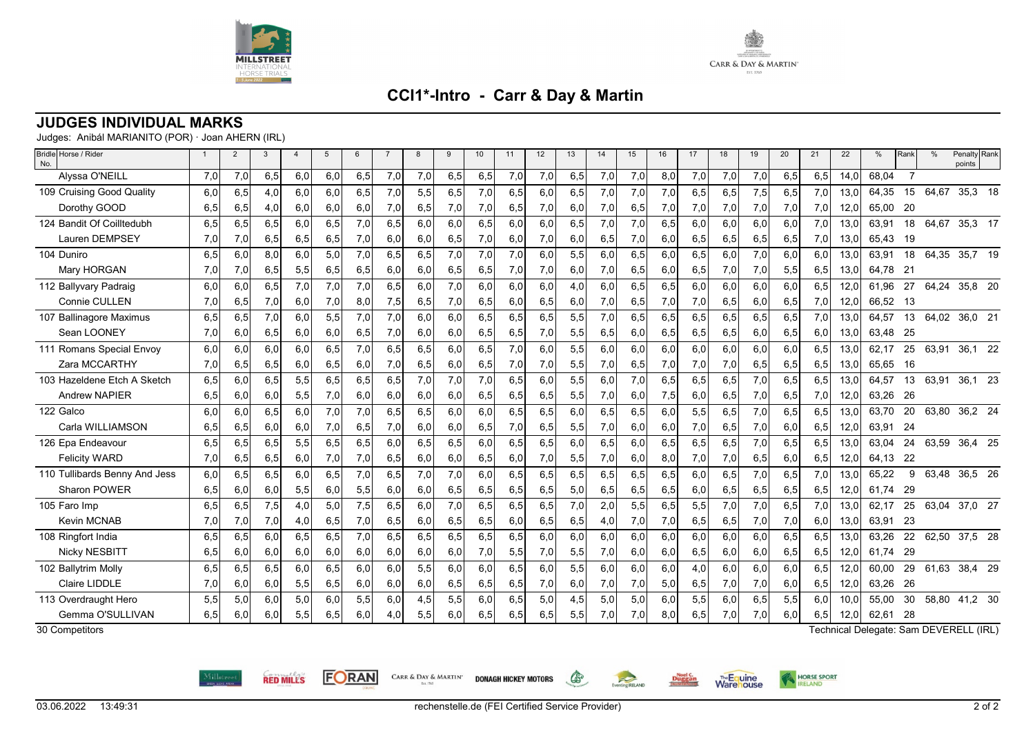# CCI1*-Intro - Carr & Day & Martin

## JUDGES INDIVIDUAL MARKS

Judges: Anibál MARIANITO (POR) · Joan AHERN (IRL)

| Bridle No. | Horse / Rider | 1 | 2 | 3 | 4 | 5 | 6 | 7 | 8 | 9 | 10 | 11 | 12 | 13 | 14 | 15 | 16 | 17 | 18 | 19 | 20 | 21 | 22 | % | Rank | % | Penalty points | Rank |
|---|---|---|---|---|---|---|---|---|---|---|---|---|---|---|---|---|---|---|---|---|---|---|---|---|---|---|---|---|
| | Alyssa O'NEILL | 7,0 | 7,0 | 6,5 | 6,0 | 6,0 | 6,5 | 7,0 | 7,0 | 6,5 | 6,5 | 7,0 | 7,0 | 6,5 | 7,0 | 7,0 | 8,0 | 7,0 | 7,0 | 7,0 | 6,5 | 6,5 | 14,0 | 68,04 | 7 | | | |
| 109 | Cruising Good Quality | 6,0 | 6,5 | 4,0 | 6,0 | 6,0 | 6,5 | 7,0 | 5,5 | 6,5 | 7,0 | 6,5 | 6,0 | 6,5 | 7,0 | 7,0 | 7,0 | 6,5 | 6,5 | 7,5 | 6,5 | 7,0 | 13,0 | 64,35 | 15 | 64,67 | 35,3 | 18 |
| | Dorothy GOOD | 6,5 | 6,5 | 4,0 | 6,0 | 6,0 | 6,0 | 7,0 | 6,5 | 7,0 | 7,0 | 6,5 | 7,0 | 6,0 | 7,0 | 6,5 | 7,0 | 7,0 | 7,0 | 7,0 | 7,0 | 7,0 | 12,0 | 65,00 | 20 | | | |
| 124 | Bandit Of Coilltedubh | 6,5 | 6,5 | 6,5 | 6,0 | 6,5 | 7,0 | 6,5 | 6,0 | 6,0 | 6,5 | 6,0 | 6,0 | 6,5 | 7,0 | 7,0 | 6,5 | 6,0 | 6,0 | 6,0 | 6,0 | 7,0 | 13,0 | 63,91 | 18 | 64,67 | 35,3 | 17 |
| | Lauren DEMPSEY | 7,0 | 7,0 | 6,5 | 6,5 | 6,5 | 7,0 | 6,0 | 6,0 | 6,5 | 7,0 | 6,0 | 7,0 | 6,0 | 6,5 | 7,0 | 6,0 | 6,5 | 6,5 | 6,5 | 6,5 | 7,0 | 13,0 | 65,43 | 19 | | | |
| 104 | Duniro | 6,5 | 6,0 | 8,0 | 6,0 | 5,0 | 7,0 | 6,5 | 6,5 | 7,0 | 7,0 | 7,0 | 6,0 | 5,5 | 6,0 | 6,5 | 6,0 | 6,5 | 6,0 | 7,0 | 6,0 | 6,0 | 13,0 | 63,91 | 18 | 64,35 | 35,7 | 19 |
| | Mary HORGAN | 7,0 | 7,0 | 6,5 | 5,5 | 6,5 | 6,5 | 6,0 | 6,0 | 6,5 | 6,5 | 7,0 | 7,0 | 6,0 | 7,0 | 6,5 | 6,0 | 6,5 | 7,0 | 7,0 | 5,5 | 6,5 | 13,0 | 64,78 | 21 | | | |
| 112 | Ballyvary Padraig | 6,0 | 6,0 | 6,5 | 7,0 | 7,0 | 7,0 | 6,5 | 6,0 | 7,0 | 6,0 | 6,0 | 6,0 | 4,0 | 6,0 | 6,5 | 6,5 | 6,0 | 6,0 | 6,0 | 6,0 | 6,5 | 12,0 | 61,96 | 27 | 64,24 | 35,8 | 20 |
| | Connie CULLEN | 7,0 | 6,5 | 7,0 | 6,0 | 7,0 | 8,0 | 7,5 | 6,5 | 7,0 | 6,5 | 6,0 | 6,5 | 6,0 | 7,0 | 6,5 | 7,0 | 7,0 | 6,5 | 6,0 | 6,5 | 7,0 | 12,0 | 66,52 | 13 | | | |
| 107 | Ballinagore Maximus | 6,5 | 6,5 | 7,0 | 6,0 | 5,5 | 7,0 | 7,0 | 6,0 | 6,0 | 6,5 | 6,5 | 6,5 | 5,5 | 7,0 | 6,5 | 6,5 | 6,5 | 6,5 | 6,5 | 6,5 | 7,0 | 13,0 | 64,57 | 13 | 64,02 | 36,0 | 21 |
| | Sean LOONEY | 7,0 | 6,0 | 6,5 | 6,0 | 6,0 | 6,5 | 7,0 | 6,0 | 6,0 | 6,5 | 6,5 | 7,0 | 5,5 | 6,5 | 6,0 | 6,5 | 6,5 | 6,5 | 6,0 | 6,5 | 6,0 | 13,0 | 63,48 | 25 | | | |
| 111 | Romans Special Envoy | 6,0 | 6,0 | 6,0 | 6,0 | 6,5 | 7,0 | 6,5 | 6,5 | 6,0 | 6,5 | 7,0 | 6,0 | 5,5 | 6,0 | 6,0 | 6,0 | 6,0 | 6,0 | 6,0 | 6,0 | 6,5 | 13,0 | 62,17 | 25 | 63,91 | 36,1 | 22 |
| | Zara MCCARTHY | 7,0 | 6,5 | 6,5 | 6,0 | 6,5 | 6,0 | 7,0 | 6,5 | 6,0 | 6,5 | 7,0 | 7,0 | 5,5 | 7,0 | 6,5 | 7,0 | 7,0 | 7,0 | 6,5 | 6,5 | 6,5 | 13,0 | 65,65 | 16 | | | |
| 103 | Hazeldene Etch A Sketch | 6,5 | 6,0 | 6,5 | 5,5 | 6,5 | 6,5 | 6,5 | 7,0 | 7,0 | 7,0 | 6,5 | 6,0 | 5,5 | 6,0 | 7,0 | 6,5 | 6,5 | 6,5 | 7,0 | 6,5 | 6,5 | 13,0 | 64,57 | 13 | 63,91 | 36,1 | 23 |
| | Andrew NAPIER | 6,5 | 6,0 | 6,0 | 5,5 | 7,0 | 6,0 | 6,0 | 6,0 | 6,0 | 6,5 | 6,5 | 6,5 | 5,5 | 7,0 | 6,0 | 7,5 | 6,0 | 6,5 | 7,0 | 6,5 | 7,0 | 12,0 | 63,26 | 26 | | | |
| 122 | Galco | 6,0 | 6,0 | 6,5 | 6,0 | 7,0 | 7,0 | 6,5 | 6,5 | 6,0 | 6,0 | 6,5 | 6,5 | 6,0 | 6,5 | 6,5 | 6,0 | 5,5 | 6,5 | 7,0 | 6,5 | 6,5 | 13,0 | 63,70 | 20 | 63,80 | 36,2 | 24 |
| | Carla WILLIAMSON | 6,5 | 6,5 | 6,0 | 6,0 | 7,0 | 6,5 | 7,0 | 6,0 | 6,0 | 6,5 | 7,0 | 6,5 | 5,5 | 7,0 | 6,0 | 6,0 | 7,0 | 6,5 | 7,0 | 6,0 | 6,5 | 12,0 | 63,91 | 24 | | | |
| 126 | Epa Endeavour | 6,5 | 6,5 | 6,5 | 5,5 | 6,5 | 6,5 | 6,0 | 6,5 | 6,5 | 6,0 | 6,5 | 6,5 | 6,0 | 6,5 | 6,0 | 6,5 | 6,5 | 6,5 | 7,0 | 6,5 | 6,5 | 13,0 | 63,04 | 24 | 63,59 | 36,4 | 25 |
| | Felicity WARD | 7,0 | 6,5 | 6,5 | 6,0 | 7,0 | 7,0 | 6,5 | 6,0 | 6,0 | 6,5 | 6,0 | 7,0 | 5,5 | 7,0 | 6,0 | 8,0 | 7,0 | 7,0 | 6,5 | 6,0 | 6,5 | 12,0 | 64,13 | 22 | | | |
| 110 | Tullibards Benny And Jess | 6,0 | 6,5 | 6,5 | 6,0 | 6,5 | 7,0 | 6,5 | 7,0 | 7,0 | 6,0 | 6,5 | 6,5 | 6,5 | 6,5 | 6,5 | 6,5 | 6,0 | 6,5 | 7,0 | 6,5 | 7,0 | 13,0 | 65,22 | 9 | 63,48 | 36,5 | 26 |
| | Sharon POWER | 6,5 | 6,0 | 6,0 | 5,5 | 6,0 | 5,5 | 6,0 | 6,0 | 6,5 | 6,5 | 6,5 | 6,5 | 5,0 | 6,5 | 6,5 | 6,5 | 6,0 | 6,5 | 6,5 | 6,5 | 6,5 | 12,0 | 61,74 | 29 | | | |
| 105 | Faro Imp | 6,5 | 6,5 | 7,5 | 4,0 | 5,0 | 7,5 | 6,5 | 6,0 | 7,0 | 6,5 | 6,5 | 6,5 | 7,0 | 2,0 | 5,5 | 6,5 | 5,5 | 7,0 | 7,0 | 6,5 | 7,0 | 13,0 | 62,17 | 25 | 63,04 | 37,0 | 27 |
| | Kevin MCNAB | 7,0 | 7,0 | 7,0 | 4,0 | 6,5 | 7,0 | 6,5 | 6,0 | 6,5 | 6,5 | 6,0 | 6,5 | 6,5 | 4,0 | 7,0 | 7,0 | 6,5 | 6,5 | 7,0 | 7,0 | 6,0 | 13,0 | 63,91 | 23 | | | |
| 108 | Ringfort India | 6,5 | 6,5 | 6,0 | 6,5 | 6,5 | 7,0 | 6,5 | 6,5 | 6,5 | 6,5 | 6,5 | 6,0 | 6,0 | 6,0 | 6,0 | 6,0 | 6,0 | 6,0 | 6,0 | 6,5 | 6,5 | 13,0 | 63,26 | 22 | 62,50 | 37,5 | 28 |
| | Nicky NESBITT | 6,5 | 6,0 | 6,0 | 6,0 | 6,0 | 6,0 | 6,0 | 6,0 | 6,0 | 7,0 | 5,5 | 7,0 | 5,5 | 7,0 | 6,0 | 6,0 | 6,5 | 6,0 | 6,0 | 6,5 | 6,5 | 12,0 | 61,74 | 29 | | | |
| 102 | Ballytrim Molly | 6,5 | 6,5 | 6,5 | 6,0 | 6,5 | 6,0 | 6,0 | 5,5 | 6,0 | 6,0 | 6,5 | 6,0 | 5,5 | 6,0 | 6,0 | 6,0 | 4,0 | 6,0 | 6,0 | 6,0 | 6,5 | 12,0 | 60,00 | 29 | 61,63 | 38,4 | 29 |
| | Claire LIDDLE | 7,0 | 6,0 | 6,0 | 5,5 | 6,5 | 6,0 | 6,0 | 6,0 | 6,5 | 6,5 | 6,5 | 7,0 | 6,0 | 7,0 | 7,0 | 5,0 | 6,5 | 7,0 | 7,0 | 6,0 | 6,5 | 12,0 | 63,26 | 26 | | | |
| 113 | Overdraught Hero | 5,5 | 5,0 | 6,0 | 5,0 | 6,0 | 5,5 | 6,0 | 4,5 | 5,5 | 6,0 | 6,5 | 5,0 | 4,5 | 5,0 | 5,0 | 6,0 | 5,5 | 6,0 | 6,5 | 5,5 | 6,0 | 10,0 | 55,00 | 30 | 58,80 | 41,2 | 30 |
| | Gemma O'SULLIVAN | 6,5 | 6,0 | 6,0 | 5,5 | 6,5 | 6,0 | 4,0 | 5,5 | 6,0 | 6,5 | 6,5 | 6,5 | 5,5 | 7,0 | 7,0 | 8,0 | 6,5 | 7,0 | 7,0 | 6,0 | 6,5 | 12,0 | 62,61 | 28 | | | |

30 Competitors

Technical Delegate: Sam DEVERELL (IRL)

03.06.2022 13:49:31 rechenstelle.de (FEI Certified Service Provider)